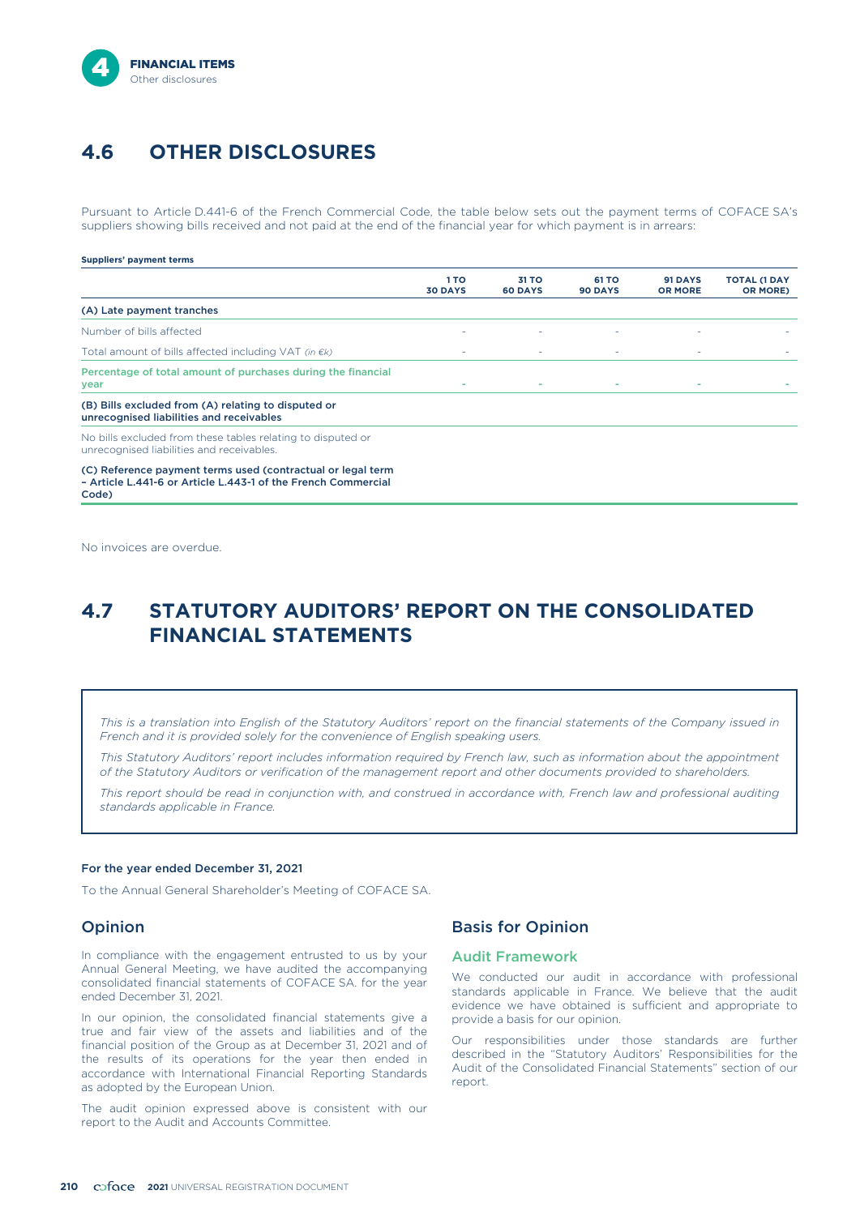## 4.6 OTHER DISCLOSURES

Pursuant to Article D.441-6 of the French Commercial Code, the table below sets out the payment terms of COFACE SA's suppliers showing bills received and not paid at the end of the financial year for which payment is in arrears:

**Suppliers' payment terms**

| | 1 TO 30 DAYS | 31 TO 60 DAYS | 61 TO 90 DAYS | 91 DAYS OR MORE | TOTAL (1 DAY OR MORE) |
|---|---|---|---|---|---|
| **(A) Late payment tranches** | | | | | |
| Number of bills affected | - | - | - | - | - |
| Total amount of bills affected including VAT *(in €k)* | - | - | - | - | - |
| **Percentage of total amount of purchases during the financial year** | - | - | - | - | - |
| **(B) Bills excluded from (A) relating to disputed or unrecognised liabilities and receivables** | | | | | |
| No bills excluded from these tables relating to disputed or unrecognised liabilities and receivables. | | | | | |
| **(C) Reference payment terms used (contractual or legal term – Article L.441-6 or Article L.443-1 of the French Commercial Code)** | | | | | |

No invoices are overdue.

## 4.7 STATUTORY AUDITORS' REPORT ON THE CONSOLIDATED FINANCIAL STATEMENTS

*This is a translation into English of the Statutory Auditors' report on the financial statements of the Company issued in French and it is provided solely for the convenience of English speaking users.*

*This Statutory Auditors' report includes information required by French law, such as information about the appointment of the Statutory Auditors or verification of the management report and other documents provided to shareholders.*

*This report should be read in conjunction with, and construed in accordance with, French law and professional auditing standards applicable in France.*

**For the year ended December 31, 2021**

To the Annual General Shareholder's Meeting of COFACE SA.

### Opinion

In compliance with the engagement entrusted to us by your Annual General Meeting, we have audited the accompanying consolidated financial statements of COFACE SA. for the year ended December 31, 2021.

In our opinion, the consolidated financial statements give a true and fair view of the assets and liabilities and of the financial position of the Group as at December 31, 2021 and of the results of its operations for the year then ended in accordance with International Financial Reporting Standards as adopted by the European Union.

The audit opinion expressed above is consistent with our report to the Audit and Accounts Committee.

### Basis for Opinion

#### Audit Framework

We conducted our audit in accordance with professional standards applicable in France. We believe that the audit evidence we have obtained is sufficient and appropriate to provide a basis for our opinion.

Our responsibilities under those standards are further described in the "Statutory Auditors' Responsibilities for the Audit of the Consolidated Financial Statements" section of our report.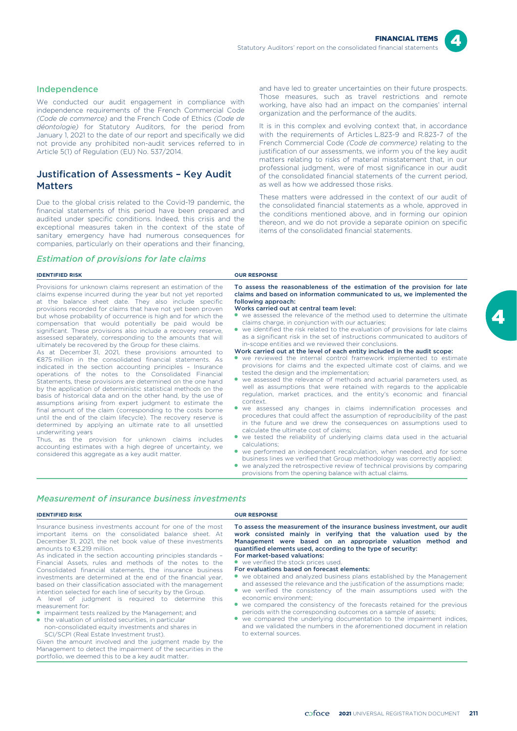## Independence

We conducted our audit engagement in compliance with independence requirements of the French Commercial Code *(Code de commerce)* and the French Code of Ethics *(Code de déontologie)* for Statutory Auditors, for the period from January 1, 2021 to the date of our report and specifically we did not provide any prohibited non-audit services referred to in Article 5(1) of Regulation (EU) No. 537/2014.

## Justification of Assessments – Key Audit Matters

Due to the global crisis related to the Covid-19 pandemic, the financial statements of this period have been prepared and audited under specific conditions. Indeed, this crisis and the exceptional measures taken in the context of the state of sanitary emergency have had numerous consequences for companies, particularly on their operations and their financing, and have led to greater uncertainties on their future prospects. Those measures, such as travel restrictions and remote working, have also had an impact on the companies' internal organization and the performance of the audits.

It is in this complex and evolving context that, in accordance with the requirements of Articles L.823-9 and R.823-7 of the French Commercial Code *(Code de commerce)* relating to the justification of our assessments, we inform you of the key audit matters relating to risks of material misstatement that, in our professional judgment, were of most significance in our audit of the consolidated financial statements of the current period, as well as how we addressed those risks.

These matters were addressed in the context of our audit of the consolidated financial statements as a whole, approved in the conditions mentioned above, and in forming our opinion thereon, and we do not provide a separate opinion on specific items of the consolidated financial statements.

### *Estimation of provisions for late claims*

**IDENTIFIED RISK**

Provisions for unknown claims represent an estimation of the claims expense incurred during the year but not yet reported at the balance sheet date. They also include specific provisions recorded for claims that have not yet been proven but whose probability of occurrence is high and for which the compensation that would potentially be paid would be significant. These provisions also include a recovery reserve, assessed separately, corresponding to the amounts that will ultimately be recovered by the Group for these claims.

As at December 31, 2021, these provisions amounted to €875 million in the consolidated financial statements. As indicated in the section accounting principles – Insurance operations of the notes to the Consolidated Financial Statements, these provisions are determined on the one hand by the application of deterministic statistical methods on the basis of historical data and on the other hand, by the use of assumptions arising from expert judgment to estimate the final amount of the claim (corresponding to the costs borne until the end of the claim lifecycle). The recovery reserve is determined by applying an ultimate rate to all unsettled underwriting years

Thus, as the provision for unknown claims includes accounting estimates with a high degree of uncertainty, we considered this aggregate as a key audit matter.

**OUR RESPONSE**

**To assess the reasonableness of the estimation of the provision for late claims and based on information communicated to us, we implemented the following approach:**

**Works carried out at central team level:**

- we assessed the relevance of the method used to determine the ultimate claims charge, in conjunction with our actuaries;
- we identified the risk related to the evaluation of provisions for late claims as a significant risk in the set of instructions communicated to auditors of in-scope entities and we reviewed their conclusions.

**Work carried out at the level of each entity included in the audit scope:**

- we reviewed the internal control framework implemented to estimate provisions for claims and the expected ultimate cost of claims, and we tested the design and the implementation;
- we assessed the relevance of methods and actuarial parameters used, as well as assumptions that were retained with regards to the applicable regulation, market practices, and the entity's economic and financial context.
- we assessed any changes in claims indemnification processes and procedures that could affect the assumption of reproducibility of the past in the future and we drew the consequences on assumptions used to calculate the ultimate cost of claims;
- we tested the reliability of underlying claims data used in the actuarial calculations;
- we performed an independent recalculation, when needed, and for some business lines we verified that Group methodology was correctly applied;
- we analyzed the retrospective review of technical provisions by comparing provisions from the opening balance with actual claims.

### *Measurement of insurance business investments*

**IDENTIFIED RISK**

Insurance business investments account for one of the most important items on the consolidated balance sheet. At December 31, 2021, the net book value of these investments amounts to €3,219 million.

As indicated in the section accounting principles standards – Financial Assets, rules and methods of the notes to the Consolidated Financial statements, the insurance business investments are determined at the end of the financial year, based on their classification associated with the management intention selected for each line of security by the Group.

A level of judgment is required to determine this measurement for:

- impairment tests realized by the Management; and
- the valuation of unlisted securities, in particular non-consolidated equity investments and shares in SCI/SCPI (Real Estate Investment trust).

Given the amount involved and the judgment made by the Management to detect the impairment of the securities in the portfolio, we deemed this to be a key audit matter.

**OUR RESPONSE**

**To assess the measurement of the insurance business investment, our audit work consisted mainly in verifying that the valuation used by the Management were based on an appropriate valuation method and quantified elements used, according to the type of security:**

**For market-based valuations:**

- we verified the stock prices used.

**For evaluations based on forecast elements:**

- we obtained and analyzed business plans established by the Management and assessed the relevance and the justification of the assumptions made;
- we verified the consistency of the main assumptions used with the economic environment;
- we compared the consistency of the forecasts retained for the previous periods with the corresponding outcomes on a sample of assets;
- we compared the underlying documentation to the impairment indices, and we validated the numbers in the aforementioned document in relation to external sources.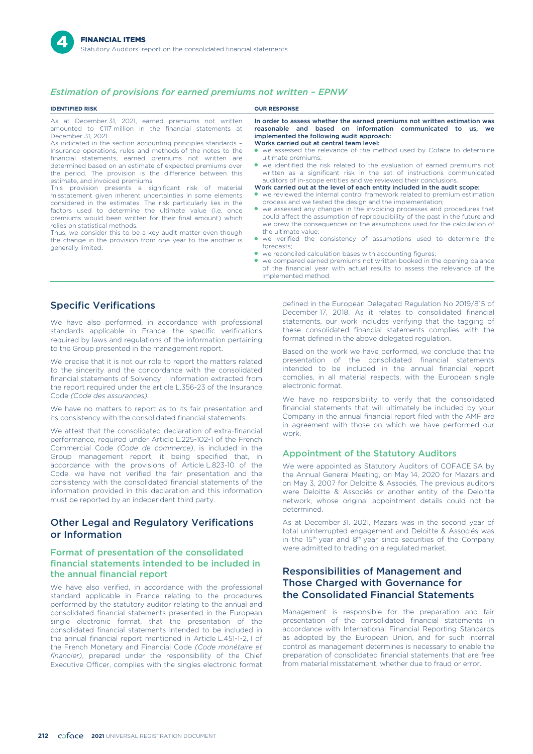### *Estimation of provisions for earned premiums not written – EPNW*

| IDENTIFIED RISK | OUR RESPONSE |
|---|---|
| As at December 31, 2021, earned premiums not written amounted to €117 million in the financial statements at December 31, 2021.<br>As indicated in the section accounting principles standards – Insurance operations, rules and methods of the notes to the financial statements, earned premiums not written are determined based on an estimate of expected premiums over the period. The provision is the difference between this estimate, and invoiced premiums.<br>This provision presents a significant risk of material misstatement given inherent uncertainties in some elements considered in the estimates. The risk particularly lies in the factors used to determine the ultimate value (i.e. once premiums would been written for their final amount) which relies on statistical methods.<br>Thus, we consider this to be a key audit matter even though the change in the provision from one year to the another is generally limited. | **In order to assess whether the earned premiums not written estimation was reasonable and based on information communicated to us, we implemented the following audit approach:**<br>**Works carried out at central team level:**<br>• we assessed the relevance of the method used by Coface to determine ultimate premiums;<br>• we identified the risk related to the evaluation of earned premiums not written as a significant risk in the set of instructions communicated auditors of in-scope entities and we reviewed their conclusions.<br>**Work carried out at the level of each entity included in the audit scope:**<br>• we reviewed the internal control framework related to premium estimation process and we tested the design and the implementation;<br>• we assessed any changes in the invoicing processes and procedures that could affect the assumption of reproducibility of the past in the future and we drew the consequences on the assumptions used for the calculation of the ultimate value;<br>• we verified the consistency of assumptions used to determine the forecasts;<br>• we reconciled calculation bases with accounting figures;<br>• we compared earned premiums not written booked in the opening balance of the financial year with actual results to assess the relevance of the implemented method. |

## Specific Verifications

We have also performed, in accordance with professional standards applicable in France, the specific verifications required by laws and regulations of the information pertaining to the Group presented in the management report.

We precise that it is not our role to report the matters related to the sincerity and the concordance with the consolidated financial statements of Solvency II information extracted from the report required under the article L.356-23 of the Insurance Code *(Code des assurances)*.

We have no matters to report as to its fair presentation and its consistency with the consolidated financial statements.

We attest that the consolidated declaration of extra-financial performance, required under Article L.225-102-1 of the French Commercial Code *(Code de commerce)*, is included in the Group management report, it being specified that, in accordance with the provisions of Article L.823-10 of the Code, we have not verified the fair presentation and the consistency with the consolidated financial statements of the information provided in this declaration and this information must be reported by an independent third party.

## Other Legal and Regulatory Verifications or Information

### Format of presentation of the consolidated financial statements intended to be included in the annual financial report

We have also verified, in accordance with the professional standard applicable in France relating to the procedures performed by the statutory auditor relating to the annual and consolidated financial statements presented in the European single electronic format, that the presentation of the consolidated financial statements intended to be included in the annual financial report mentioned in Article L.451-1-2, I of the French Monetary and Financial Code *(Code monétaire et financier)*, prepared under the responsibility of the Chief Executive Officer, complies with the singles electronic format defined in the European Delegated Regulation No 2019/815 of December 17, 2018. As it relates to consolidated financial statements, our work includes verifying that the tagging of these consolidated financial statements complies with the format defined in the above delegated regulation.

Based on the work we have performed, we conclude that the presentation of the consolidated financial statements intended to be included in the annual financial report complies, in all material respects, with the European single electronic format.

We have no responsibility to verify that the consolidated financial statements that will ultimately be included by your Company in the annual financial report filed with the AMF are in agreement with those on which we have performed our work.

### Appointment of the Statutory Auditors

We were appointed as Statutory Auditors of COFACE SA by the Annual General Meeting, on May 14, 2020 for Mazars and on May 3, 2007 for Deloitte & Associés. The previous auditors were Deloitte & Associés or another entity of the Deloitte network, whose original appointment details could not be determined.

As at December 31, 2021, Mazars was in the second year of total uninterrupted engagement and Deloitte & Associés was in the 15th year and 8th year since securities of the Company were admitted to trading on a regulated market.

## Responsibilities of Management and Those Charged with Governance for the Consolidated Financial Statements

Management is responsible for the preparation and fair presentation of the consolidated financial statements in accordance with International Financial Reporting Standards as adopted by the European Union, and for such internal control as management determines is necessary to enable the preparation of consolidated financial statements that are free from material misstatement, whether due to fraud or error.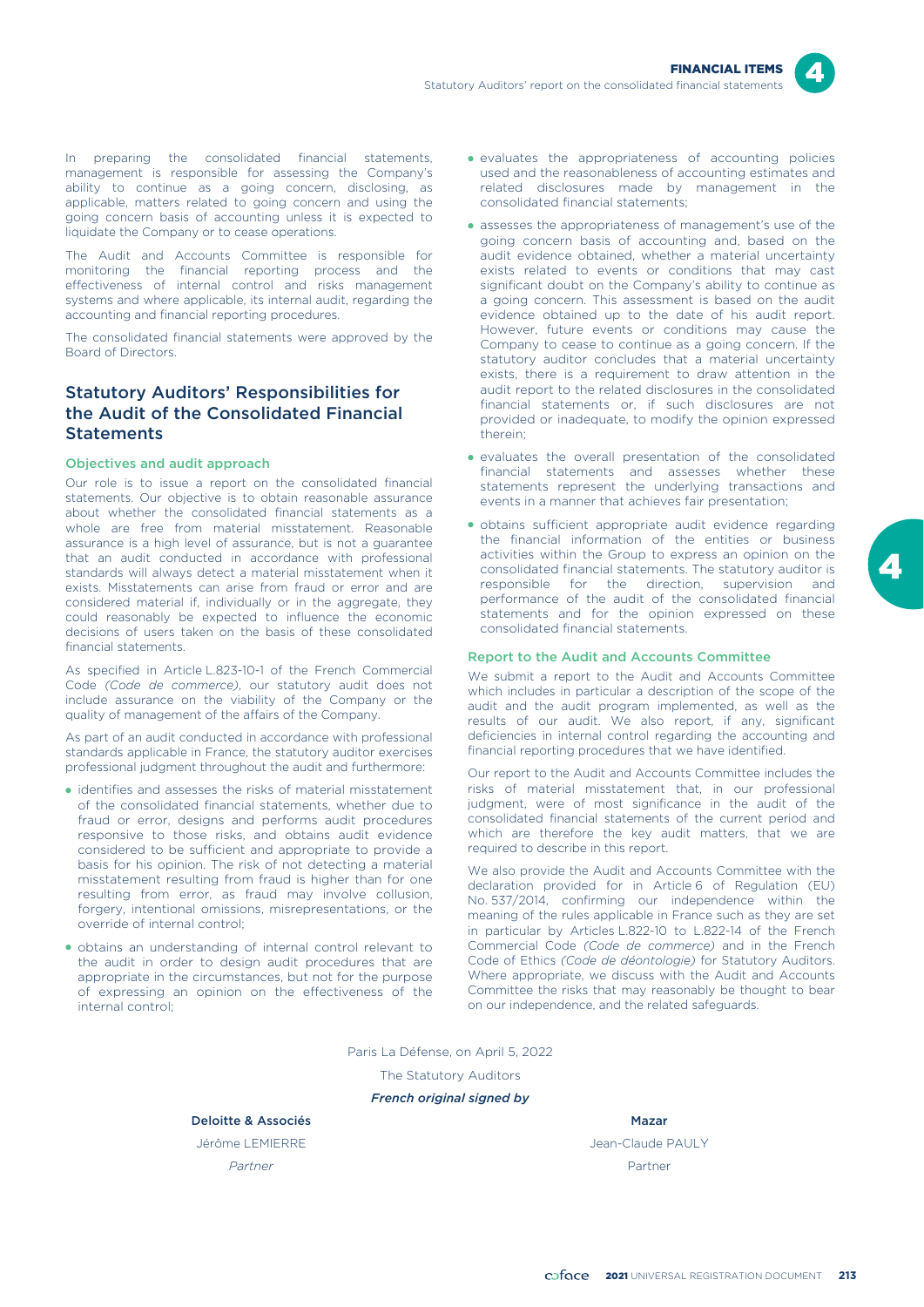In preparing the consolidated financial statements, management is responsible for assessing the Company's ability to continue as a going concern, disclosing, as applicable, matters related to going concern and using the going concern basis of accounting unless it is expected to liquidate the Company or to cease operations.

The Audit and Accounts Committee is responsible for monitoring the financial reporting process and the effectiveness of internal control and risks management systems and where applicable, its internal audit, regarding the accounting and financial reporting procedures.

The consolidated financial statements were approved by the Board of Directors.

## Statutory Auditors' Responsibilities for the Audit of the Consolidated Financial Statements

### Objectives and audit approach

Our role is to issue a report on the consolidated financial statements. Our objective is to obtain reasonable assurance about whether the consolidated financial statements as a whole are free from material misstatement. Reasonable assurance is a high level of assurance, but is not a guarantee that an audit conducted in accordance with professional standards will always detect a material misstatement when it exists. Misstatements can arise from fraud or error and are considered material if, individually or in the aggregate, they could reasonably be expected to influence the economic decisions of users taken on the basis of these consolidated financial statements.

As specified in Article L.823-10-1 of the French Commercial Code *(Code de commerce)*, our statutory audit does not include assurance on the viability of the Company or the quality of management of the affairs of the Company.

As part of an audit conducted in accordance with professional standards applicable in France, the statutory auditor exercises professional judgment throughout the audit and furthermore:

- identifies and assesses the risks of material misstatement of the consolidated financial statements, whether due to fraud or error, designs and performs audit procedures responsive to those risks, and obtains audit evidence considered to be sufficient and appropriate to provide a basis for his opinion. The risk of not detecting a material misstatement resulting from fraud is higher than for one resulting from error, as fraud may involve collusion, forgery, intentional omissions, misrepresentations, or the override of internal control;
- obtains an understanding of internal control relevant to the audit in order to design audit procedures that are appropriate in the circumstances, but not for the purpose of expressing an opinion on the effectiveness of the internal control;
- evaluates the appropriateness of accounting policies used and the reasonableness of accounting estimates and related disclosures made by management in the consolidated financial statements;
- assesses the appropriateness of management's use of the going concern basis of accounting and, based on the audit evidence obtained, whether a material uncertainty exists related to events or conditions that may cast significant doubt on the Company's ability to continue as a going concern. This assessment is based on the audit evidence obtained up to the date of his audit report. However, future events or conditions may cause the Company to cease to continue as a going concern. If the statutory auditor concludes that a material uncertainty exists, there is a requirement to draw attention in the audit report to the related disclosures in the consolidated financial statements or, if such disclosures are not provided or inadequate, to modify the opinion expressed therein;
- evaluates the overall presentation of the consolidated financial statements and assesses whether these statements represent the underlying transactions and events in a manner that achieves fair presentation;
- obtains sufficient appropriate audit evidence regarding the financial information of the entities or business activities within the Group to express an opinion on the consolidated financial statements. The statutory auditor is responsible for the direction, supervision and performance of the audit of the consolidated financial statements and for the opinion expressed on these consolidated financial statements.

### Report to the Audit and Accounts Committee

We submit a report to the Audit and Accounts Committee which includes in particular a description of the scope of the audit and the audit program implemented, as well as the results of our audit. We also report, if any, significant deficiencies in internal control regarding the accounting and financial reporting procedures that we have identified.

Our report to the Audit and Accounts Committee includes the risks of material misstatement that, in our professional judgment, were of most significance in the audit of the consolidated financial statements of the current period and which are therefore the key audit matters, that we are required to describe in this report.

We also provide the Audit and Accounts Committee with the declaration provided for in Article 6 of Regulation (EU) No. 537/2014, confirming our independence within the meaning of the rules applicable in France such as they are set in particular by Articles L.822-10 to L.822-14 of the French Commercial Code *(Code de commerce)* and in the French Code of Ethics *(Code de déontologie)* for Statutory Auditors. Where appropriate, we discuss with the Audit and Accounts Committee the risks that may reasonably be thought to bear on our independence, and the related safeguards.

Paris La Défense, on April 5, 2022

The Statutory Auditors

***French original signed by***

**Deloitte & Associés**

Jérôme LEMIERRE

*Partner*

**Mazar**

Jean-Claude PAULY

Partner